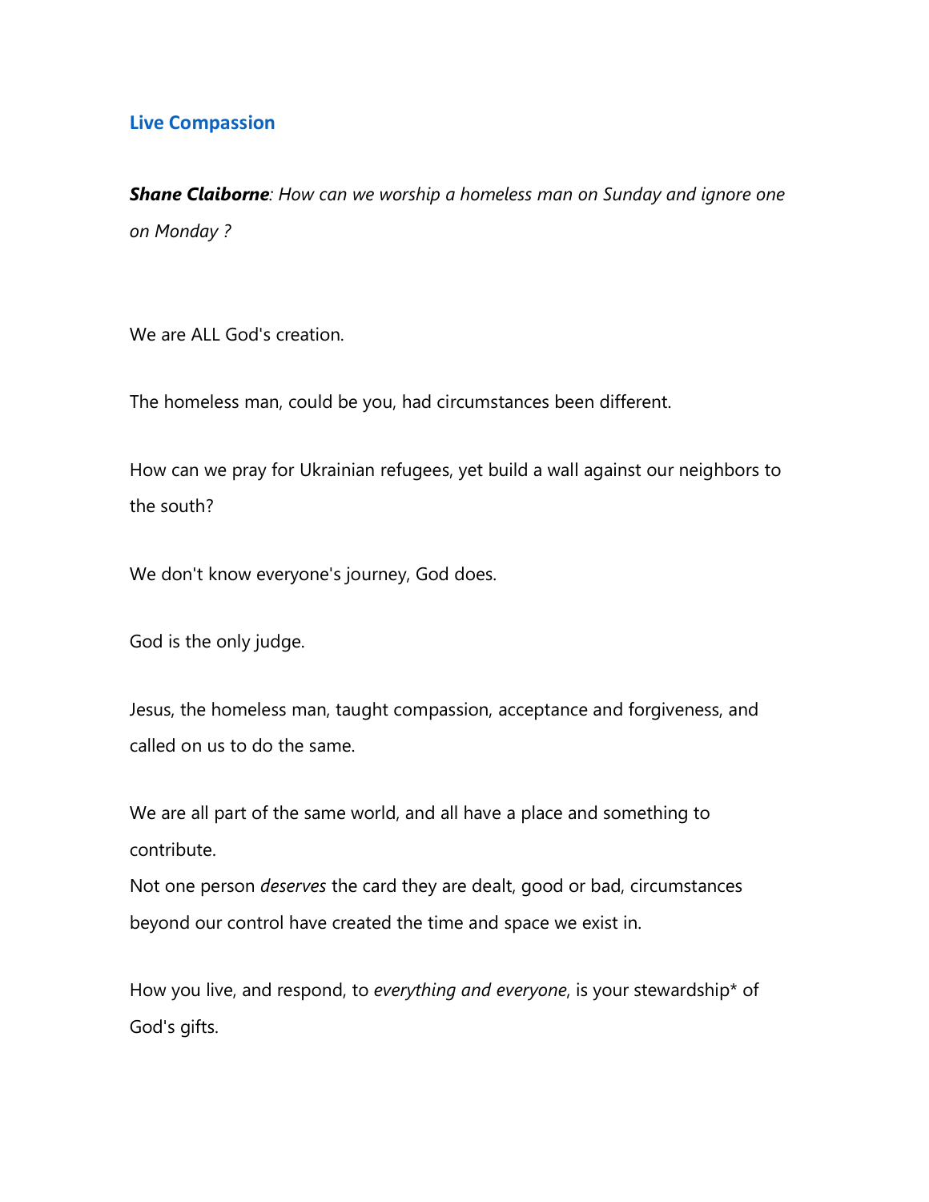## Live Compassion

***Shane Claiborne****: How can we worship a homeless man on Sunday and ignore one on Monday ?*

We are ALL God's creation.

The homeless man, could be you, had circumstances been different.

How can we pray for Ukrainian refugees, yet build a wall against our neighbors to the south?

We don't know everyone's journey, God does.

God is the only judge.

Jesus, the homeless man, taught compassion, acceptance and forgiveness, and called on us to do the same.

We are all part of the same world, and all have a place and something to contribute.
Not one person *deserves* the card they are dealt, good or bad, circumstances beyond our control have created the time and space we exist in.

How you live, and respond, to *everything and everyone*, is your stewardship* of God's gifts.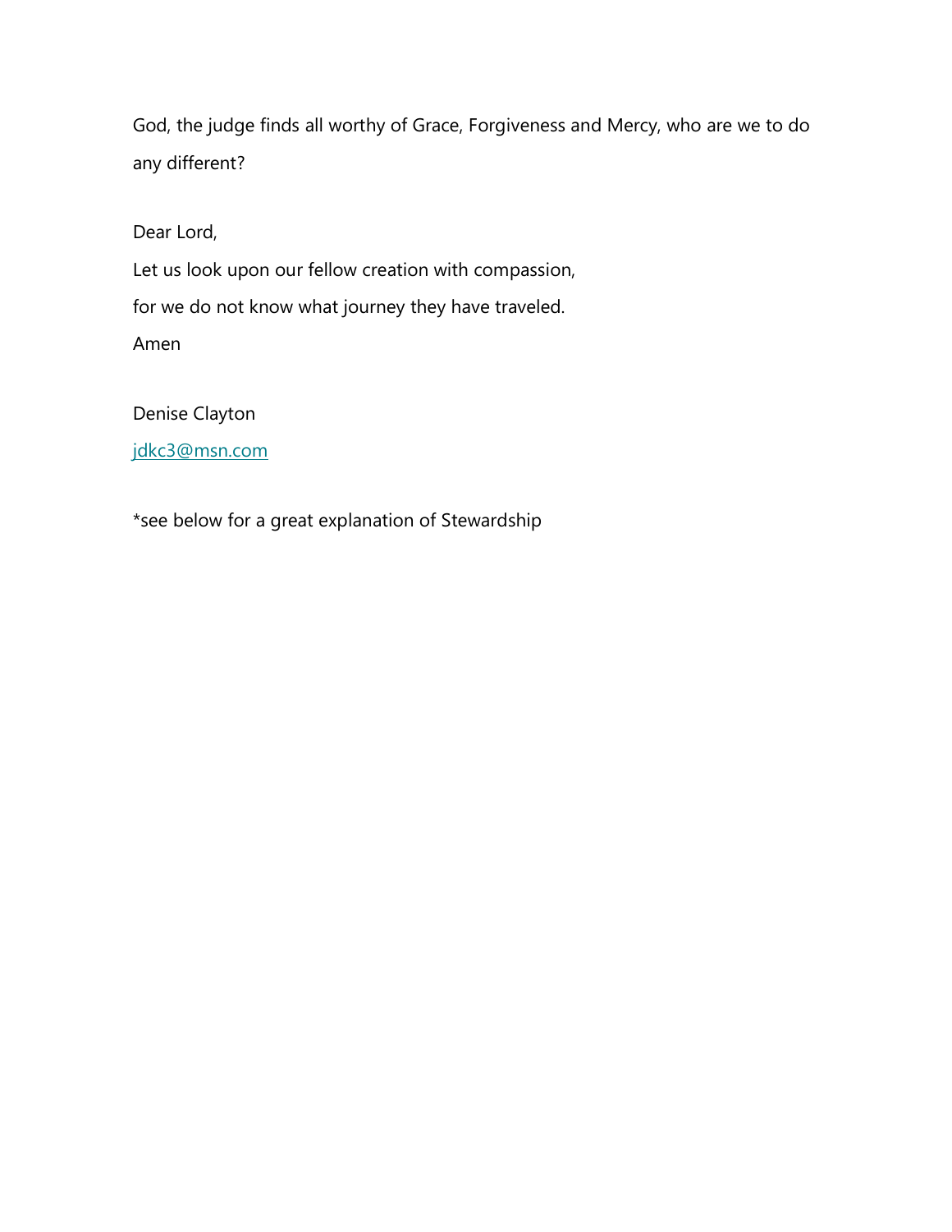God, the judge finds all worthy of Grace, Forgiveness and Mercy, who are we to do any different?

Dear Lord,
Let us look upon our fellow creation with compassion,
for we do not know what journey they have traveled.
Amen

Denise Clayton
jdkc3@msn.com

*see below for a great explanation of Stewardship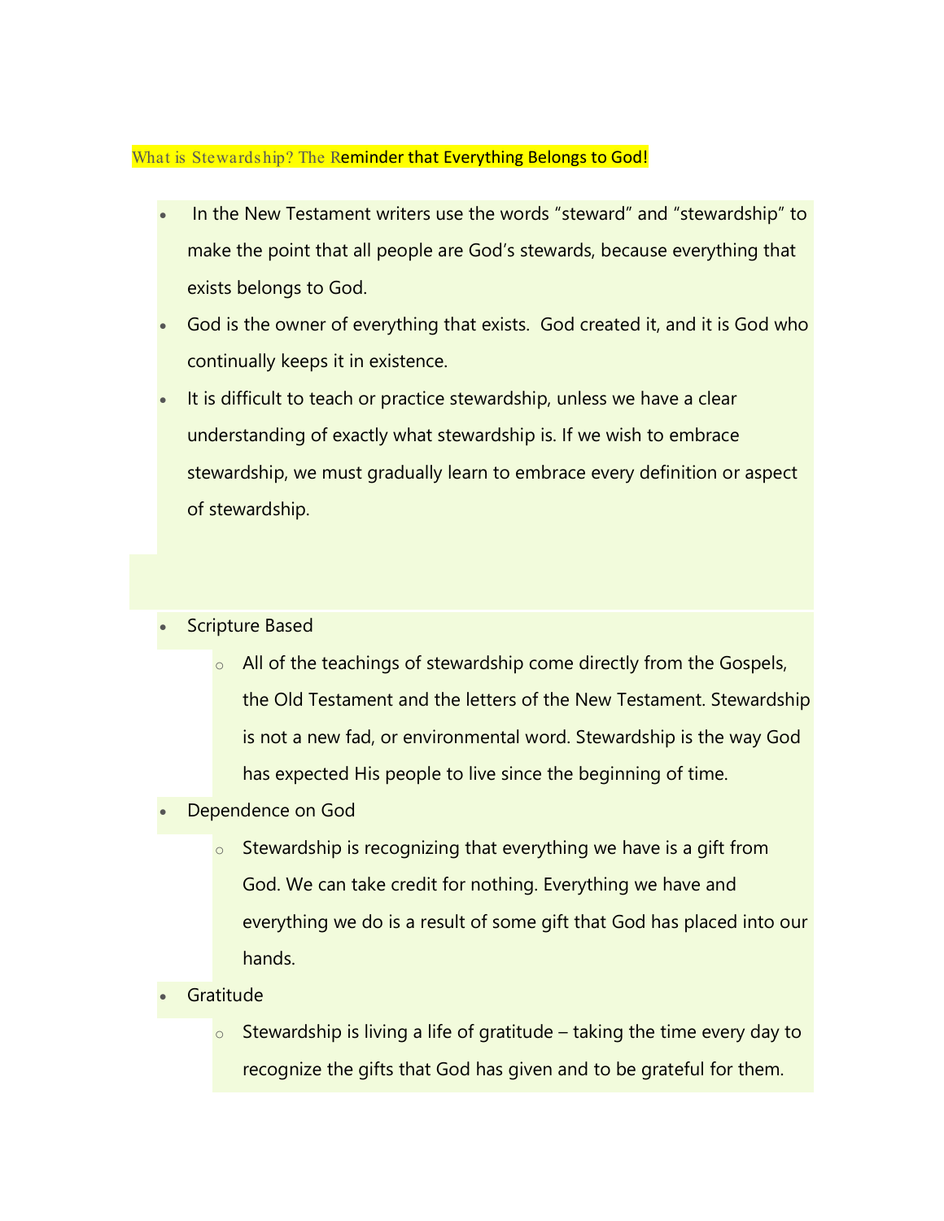## What is Stewardship? The Reminder that Everything Belongs to God!

- In the New Testament writers use the words "steward" and "stewardship" to make the point that all people are God's stewards, because everything that exists belongs to God.
- God is the owner of everything that exists. God created it, and it is God who continually keeps it in existence.
- It is difficult to teach or practice stewardship, unless we have a clear understanding of exactly what stewardship is. If we wish to embrace stewardship, we must gradually learn to embrace every definition or aspect of stewardship.

- Scripture Based
  - All of the teachings of stewardship come directly from the Gospels, the Old Testament and the letters of the New Testament. Stewardship is not a new fad, or environmental word. Stewardship is the way God has expected His people to live since the beginning of time.
- Dependence on God
  - Stewardship is recognizing that everything we have is a gift from God. We can take credit for nothing. Everything we have and everything we do is a result of some gift that God has placed into our hands.
- Gratitude
  - Stewardship is living a life of gratitude – taking the time every day to recognize the gifts that God has given and to be grateful for them.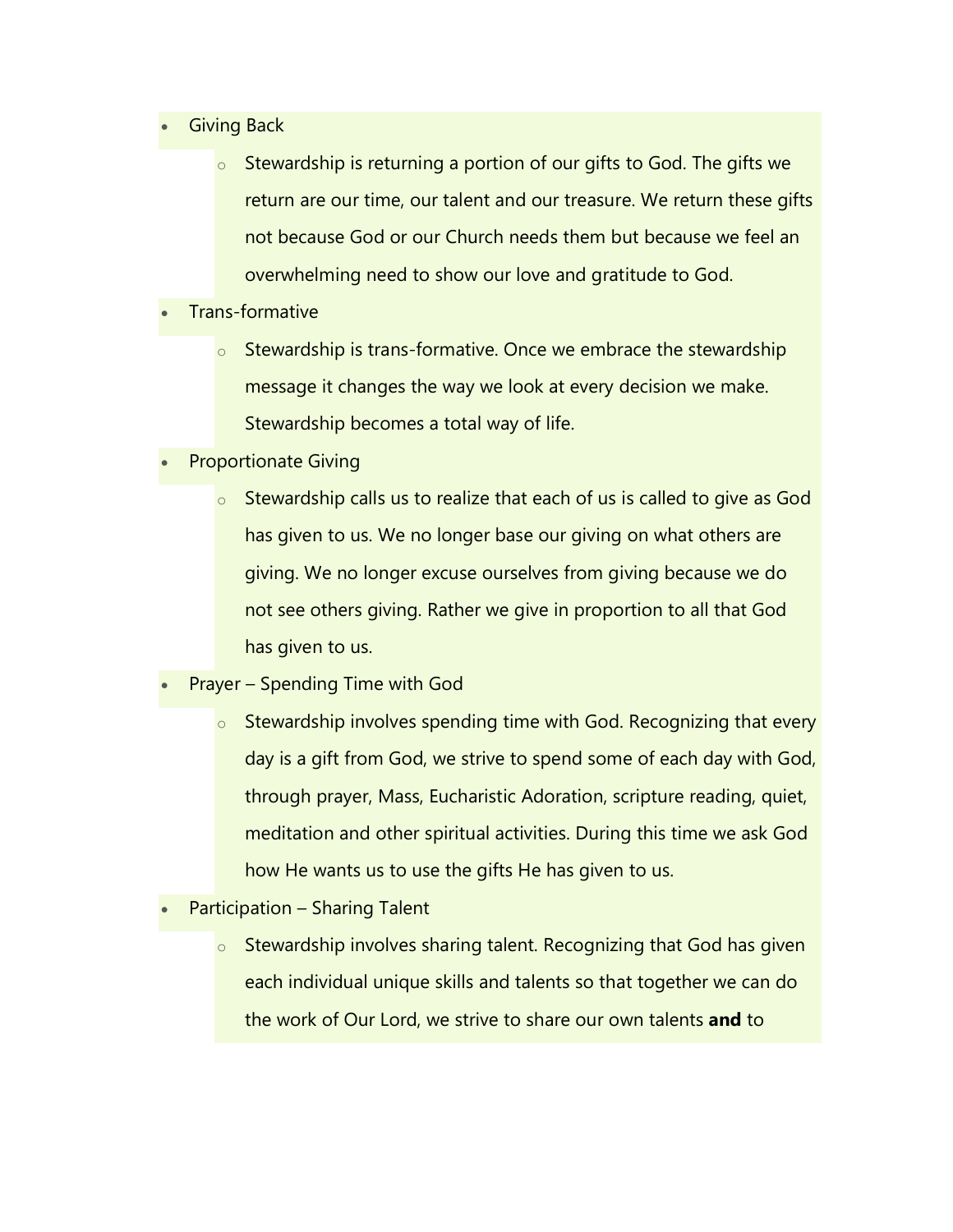- Giving Back
    - Stewardship is returning a portion of our gifts to God. The gifts we return are our time, our talent and our treasure. We return these gifts not because God or our Church needs them but because we feel an overwhelming need to show our love and gratitude to God.
- Trans-formative
    - Stewardship is trans-formative. Once we embrace the stewardship message it changes the way we look at every decision we make. Stewardship becomes a total way of life.
- Proportionate Giving
    - Stewardship calls us to realize that each of us is called to give as God has given to us. We no longer base our giving on what others are giving. We no longer excuse ourselves from giving because we do not see others giving. Rather we give in proportion to all that God has given to us.
- Prayer – Spending Time with God
    - Stewardship involves spending time with God. Recognizing that every day is a gift from God, we strive to spend some of each day with God, through prayer, Mass, Eucharistic Adoration, scripture reading, quiet, meditation and other spiritual activities. During this time we ask God how He wants us to use the gifts He has given to us.
- Participation – Sharing Talent
    - Stewardship involves sharing talent. Recognizing that God has given each individual unique skills and talents so that together we can do the work of Our Lord, we strive to share our own talents **and** to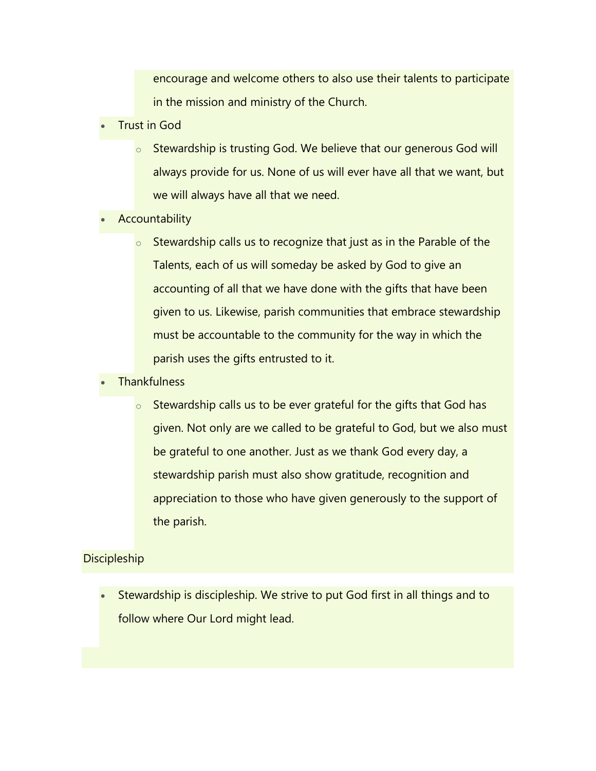encourage and welcome others to also use their talents to participate in the mission and ministry of the Church.

- Trust in God
    - Stewardship is trusting God. We believe that our generous God will always provide for us. None of us will ever have all that we want, but we will always have all that we need.
- Accountability
    - Stewardship calls us to recognize that just as in the Parable of the Talents, each of us will someday be asked by God to give an accounting of all that we have done with the gifts that have been given to us. Likewise, parish communities that embrace stewardship must be accountable to the community for the way in which the parish uses the gifts entrusted to it.
- Thankfulness
    - Stewardship calls us to be ever grateful for the gifts that God has given. Not only are we called to be grateful to God, but we also must be grateful to one another. Just as we thank God every day, a stewardship parish must also show gratitude, recognition and appreciation to those who have given generously to the support of the parish.

Discipleship

- Stewardship is discipleship. We strive to put God first in all things and to follow where Our Lord might lead.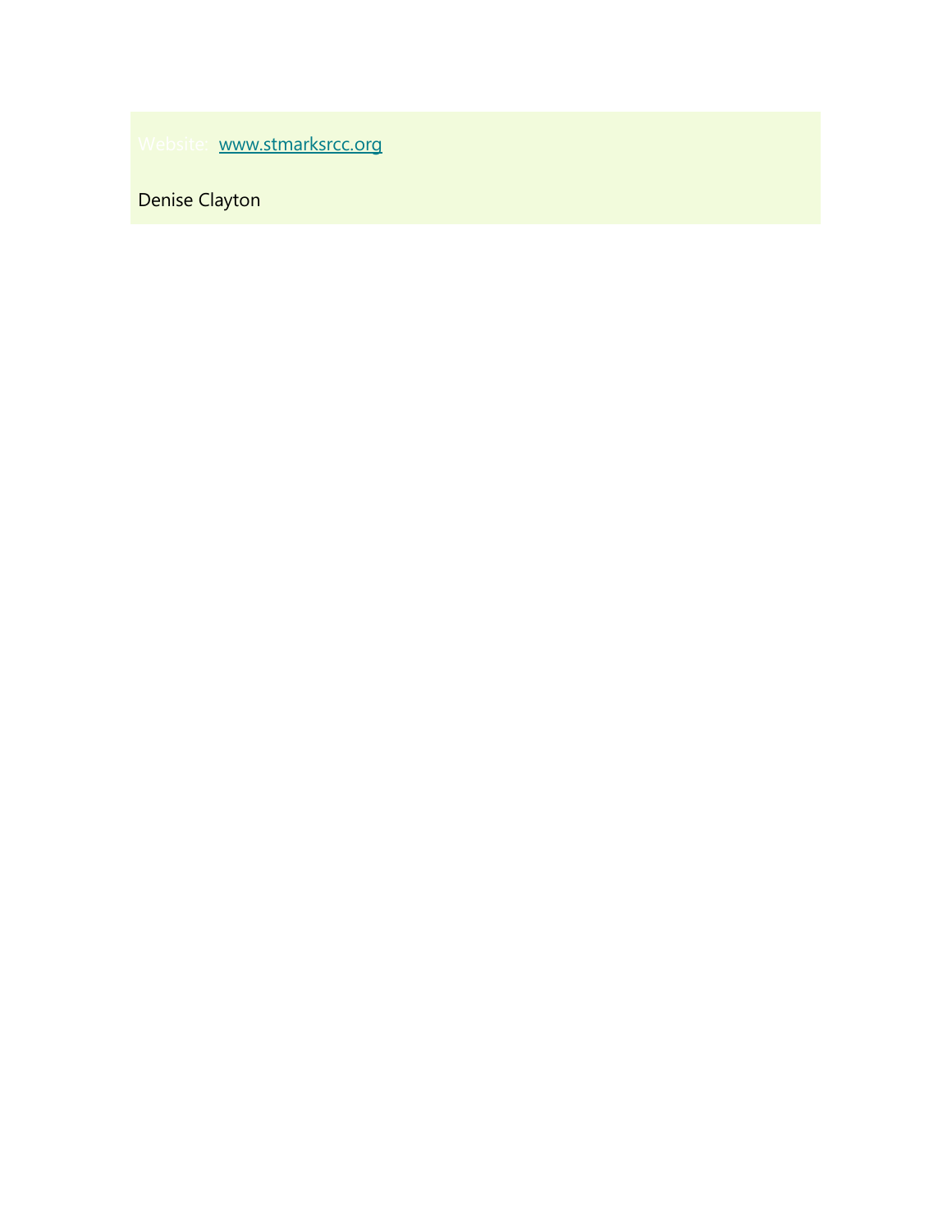Website: [www.stmarksrcc.org](http://www.stmarksrcc.org)

Denise Clayton